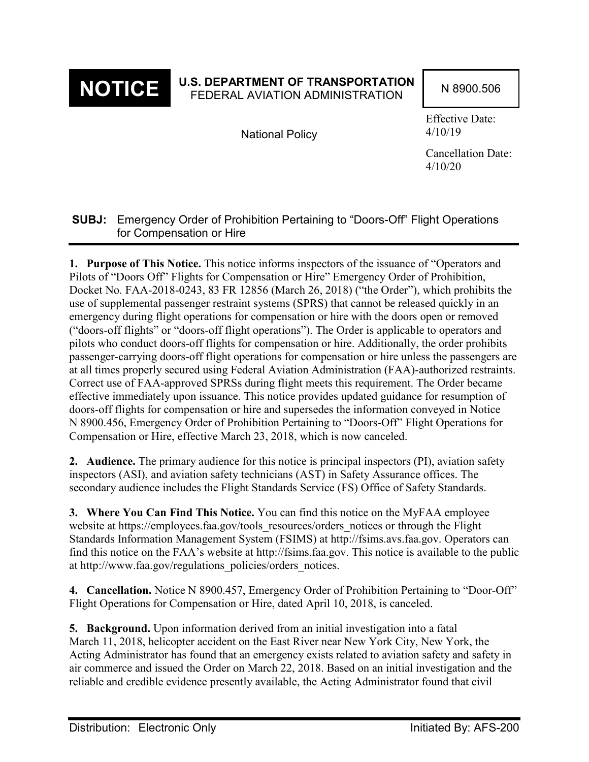**NOTICE**

**U.S. DEPARTMENT OF TRANSPORTATION**
FEDERAL AVIATION ADMINISTRATION

National Policy

N 8900.506

Effective Date: 4/10/19

Cancellation Date: 4/10/20

**SUBJ:** Emergency Order of Prohibition Pertaining to "Doors-Off" Flight Operations for Compensation or Hire

**1. Purpose of This Notice.** This notice informs inspectors of the issuance of "Operators and Pilots of "Doors Off" Flights for Compensation or Hire" Emergency Order of Prohibition, Docket No. FAA-2018-0243, 83 FR 12856 (March 26, 2018) ("the Order"), which prohibits the use of supplemental passenger restraint systems (SPRS) that cannot be released quickly in an emergency during flight operations for compensation or hire with the doors open or removed ("doors-off flights" or "doors-off flight operations"). The Order is applicable to operators and pilots who conduct doors-off flights for compensation or hire. Additionally, the order prohibits passenger-carrying doors-off flight operations for compensation or hire unless the passengers are at all times properly secured using Federal Aviation Administration (FAA)-authorized restraints. Correct use of FAA-approved SPRSs during flight meets this requirement. The Order became effective immediately upon issuance. This notice provides updated guidance for resumption of doors-off flights for compensation or hire and supersedes the information conveyed in Notice N 8900.456, Emergency Order of Prohibition Pertaining to "Doors-Off" Flight Operations for Compensation or Hire, effective March 23, 2018, which is now canceled.

**2. Audience.** The primary audience for this notice is principal inspectors (PI), aviation safety inspectors (ASI), and aviation safety technicians (AST) in Safety Assurance offices. The secondary audience includes the Flight Standards Service (FS) Office of Safety Standards.

**3. Where You Can Find This Notice.** You can find this notice on the MyFAA employee website at https://employees.faa.gov/tools_resources/orders_notices or through the Flight Standards Information Management System (FSIMS) at http://fsims.avs.faa.gov. Operators can find this notice on the FAA's website at http://fsims.faa.gov. This notice is available to the public at http://www.faa.gov/regulations_policies/orders_notices.

**4. Cancellation.** Notice N 8900.457, Emergency Order of Prohibition Pertaining to "Door-Off" Flight Operations for Compensation or Hire, dated April 10, 2018, is canceled.

**5. Background.** Upon information derived from an initial investigation into a fatal March 11, 2018, helicopter accident on the East River near New York City, New York, the Acting Administrator has found that an emergency exists related to aviation safety and safety in air commerce and issued the Order on March 22, 2018. Based on an initial investigation and the reliable and credible evidence presently available, the Acting Administrator found that civil

Distribution: Electronic Only

Initiated By: AFS-200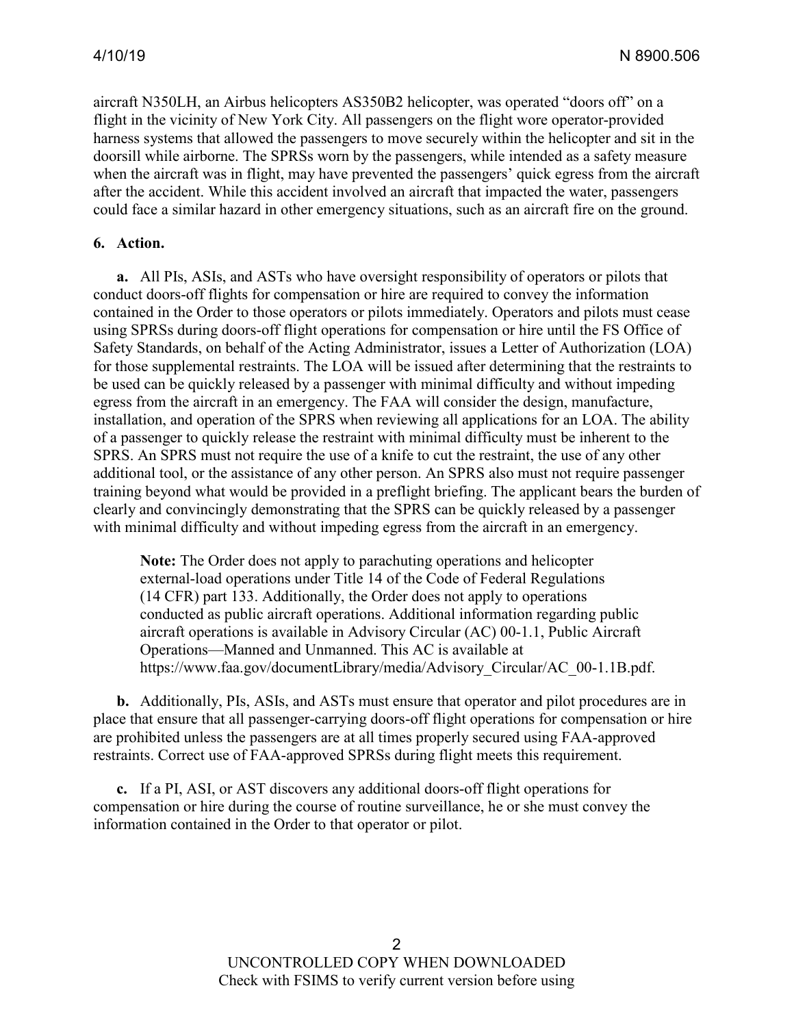aircraft N350LH, an Airbus helicopters AS350B2 helicopter, was operated "doors off" on a flight in the vicinity of New York City. All passengers on the flight wore operator-provided harness systems that allowed the passengers to move securely within the helicopter and sit in the doorsill while airborne. The SPRSs worn by the passengers, while intended as a safety measure when the aircraft was in flight, may have prevented the passengers' quick egress from the aircraft after the accident. While this accident involved an aircraft that impacted the water, passengers could face a similar hazard in other emergency situations, such as an aircraft fire on the ground.

**6. Action.**

**a.** All PIs, ASIs, and ASTs who have oversight responsibility of operators or pilots that conduct doors-off flights for compensation or hire are required to convey the information contained in the Order to those operators or pilots immediately. Operators and pilots must cease using SPRSs during doors-off flight operations for compensation or hire until the FS Office of Safety Standards, on behalf of the Acting Administrator, issues a Letter of Authorization (LOA) for those supplemental restraints. The LOA will be issued after determining that the restraints to be used can be quickly released by a passenger with minimal difficulty and without impeding egress from the aircraft in an emergency. The FAA will consider the design, manufacture, installation, and operation of the SPRS when reviewing all applications for an LOA. The ability of a passenger to quickly release the restraint with minimal difficulty must be inherent to the SPRS. An SPRS must not require the use of a knife to cut the restraint, the use of any other additional tool, or the assistance of any other person. An SPRS also must not require passenger training beyond what would be provided in a preflight briefing. The applicant bears the burden of clearly and convincingly demonstrating that the SPRS can be quickly released by a passenger with minimal difficulty and without impeding egress from the aircraft in an emergency.

> **Note:** The Order does not apply to parachuting operations and helicopter external-load operations under Title 14 of the Code of Federal Regulations (14 CFR) part 133. Additionally, the Order does not apply to operations conducted as public aircraft operations. Additional information regarding public aircraft operations is available in Advisory Circular (AC) 00-1.1, Public Aircraft Operations—Manned and Unmanned. This AC is available at https://www.faa.gov/documentLibrary/media/Advisory_Circular/AC_00-1.1B.pdf.

**b.** Additionally, PIs, ASIs, and ASTs must ensure that operator and pilot procedures are in place that ensure that all passenger-carrying doors-off flight operations for compensation or hire are prohibited unless the passengers are at all times properly secured using FAA-approved restraints. Correct use of FAA-approved SPRSs during flight meets this requirement.

**c.** If a PI, ASI, or AST discovers any additional doors-off flight operations for compensation or hire during the course of routine surveillance, he or she must convey the information contained in the Order to that operator or pilot.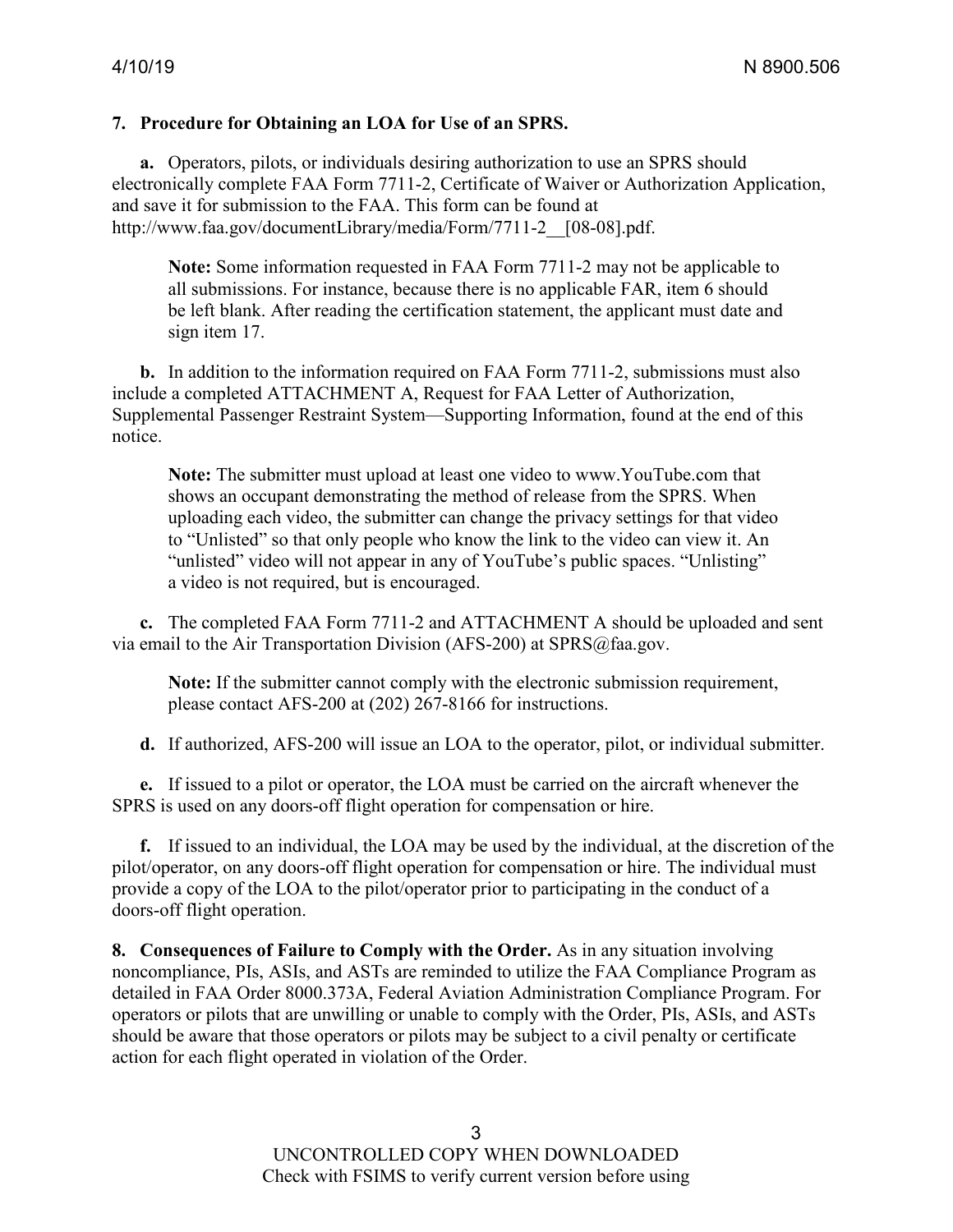## 7. Procedure for Obtaining an LOA for Use of an SPRS.

**a.** Operators, pilots, or individuals desiring authorization to use an SPRS should electronically complete FAA Form 7711-2, Certificate of Waiver or Authorization Application, and save it for submission to the FAA. This form can be found at http://www.faa.gov/documentLibrary/media/Form/7711-2__[08-08].pdf.

> **Note:** Some information requested in FAA Form 7711-2 may not be applicable to all submissions. For instance, because there is no applicable FAR, item 6 should be left blank. After reading the certification statement, the applicant must date and sign item 17.

**b.** In addition to the information required on FAA Form 7711-2, submissions must also include a completed ATTACHMENT A, Request for FAA Letter of Authorization, Supplemental Passenger Restraint System—Supporting Information, found at the end of this notice.

> **Note:** The submitter must upload at least one video to www.YouTube.com that shows an occupant demonstrating the method of release from the SPRS. When uploading each video, the submitter can change the privacy settings for that video to "Unlisted" so that only people who know the link to the video can view it. An "unlisted" video will not appear in any of YouTube's public spaces. "Unlisting" a video is not required, but is encouraged.

**c.** The completed FAA Form 7711-2 and ATTACHMENT A should be uploaded and sent via email to the Air Transportation Division (AFS-200) at SPRS@faa.gov.

> **Note:** If the submitter cannot comply with the electronic submission requirement, please contact AFS-200 at (202) 267-8166 for instructions.

**d.** If authorized, AFS-200 will issue an LOA to the operator, pilot, or individual submitter.

**e.** If issued to a pilot or operator, the LOA must be carried on the aircraft whenever the SPRS is used on any doors-off flight operation for compensation or hire.

**f.** If issued to an individual, the LOA may be used by the individual, at the discretion of the pilot/operator, on any doors-off flight operation for compensation or hire. The individual must provide a copy of the LOA to the pilot/operator prior to participating in the conduct of a doors-off flight operation.

**8. Consequences of Failure to Comply with the Order.** As in any situation involving noncompliance, PIs, ASIs, and ASTs are reminded to utilize the FAA Compliance Program as detailed in FAA Order 8000.373A, Federal Aviation Administration Compliance Program. For operators or pilots that are unwilling or unable to comply with the Order, PIs, ASIs, and ASTs should be aware that those operators or pilots may be subject to a civil penalty or certificate action for each flight operated in violation of the Order.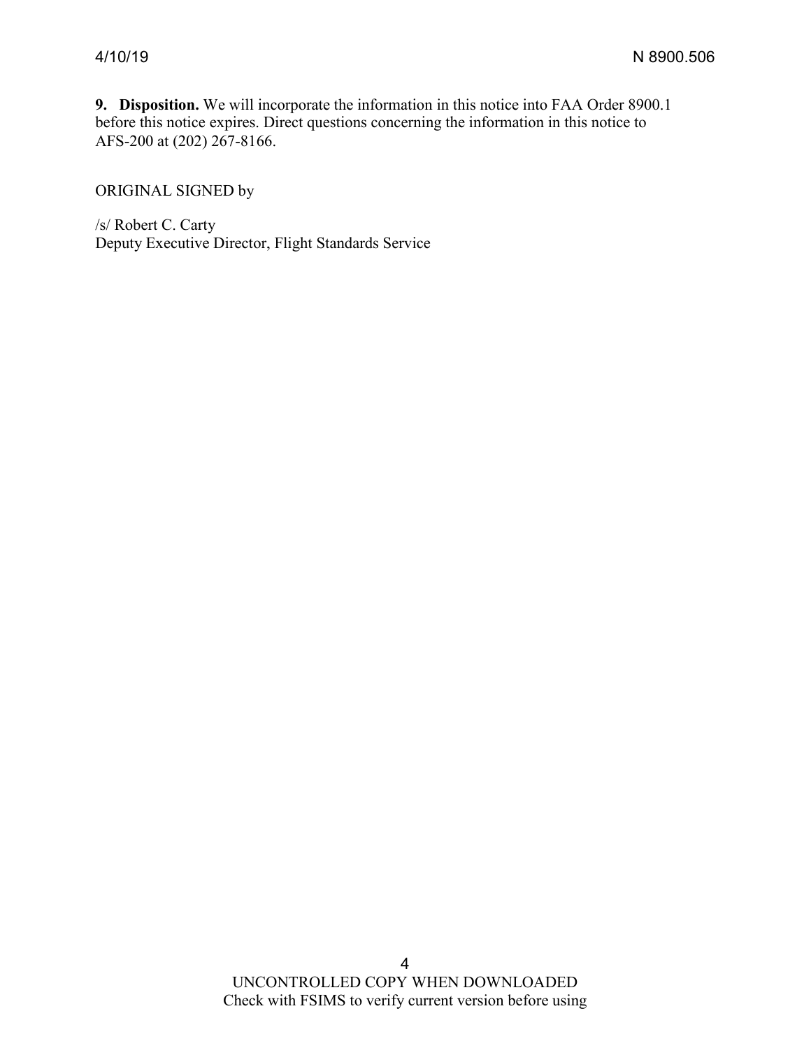**9. Disposition.** We will incorporate the information in this notice into FAA Order 8900.1 before this notice expires. Direct questions concerning the information in this notice to AFS-200 at (202) 267-8166.

ORIGINAL SIGNED by

/s/ Robert C. Carty
Deputy Executive Director, Flight Standards Service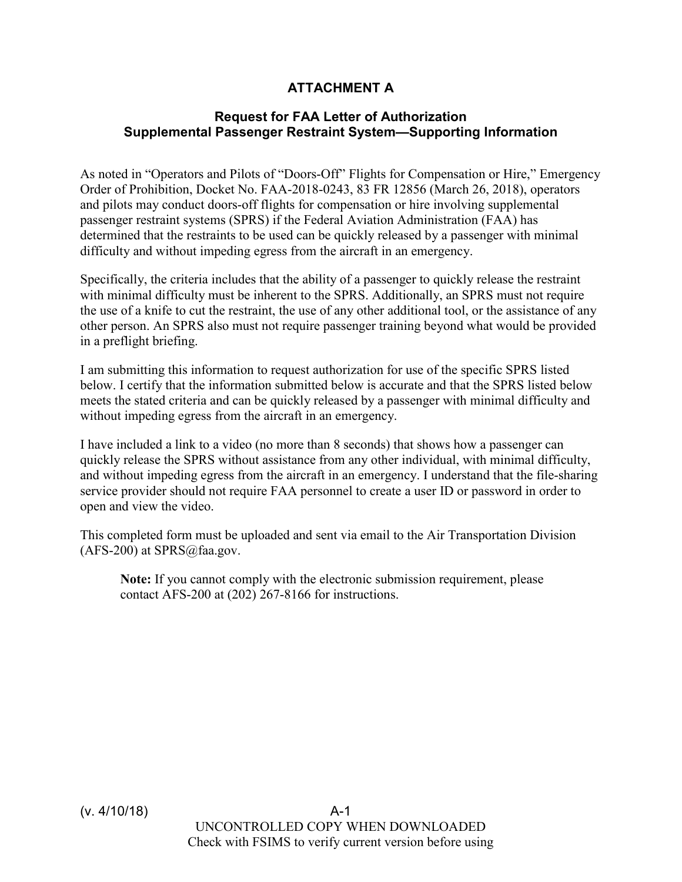## ATTACHMENT A

### Request for FAA Letter of Authorization Supplemental Passenger Restraint System—Supporting Information

As noted in "Operators and Pilots of "Doors-Off" Flights for Compensation or Hire," Emergency Order of Prohibition, Docket No. FAA-2018-0243, 83 FR 12856 (March 26, 2018), operators and pilots may conduct doors-off flights for compensation or hire involving supplemental passenger restraint systems (SPRS) if the Federal Aviation Administration (FAA) has determined that the restraints to be used can be quickly released by a passenger with minimal difficulty and without impeding egress from the aircraft in an emergency.

Specifically, the criteria includes that the ability of a passenger to quickly release the restraint with minimal difficulty must be inherent to the SPRS. Additionally, an SPRS must not require the use of a knife to cut the restraint, the use of any other additional tool, or the assistance of any other person. An SPRS also must not require passenger training beyond what would be provided in a preflight briefing.

I am submitting this information to request authorization for use of the specific SPRS listed below. I certify that the information submitted below is accurate and that the SPRS listed below meets the stated criteria and can be quickly released by a passenger with minimal difficulty and without impeding egress from the aircraft in an emergency.

I have included a link to a video (no more than 8 seconds) that shows how a passenger can quickly release the SPRS without assistance from any other individual, with minimal difficulty, and without impeding egress from the aircraft in an emergency. I understand that the file-sharing service provider should not require FAA personnel to create a user ID or password in order to open and view the video.

This completed form must be uploaded and sent via email to the Air Transportation Division (AFS-200) at SPRS@faa.gov.

> **Note:** If you cannot comply with the electronic submission requirement, please contact AFS-200 at (202) 267-8166 for instructions.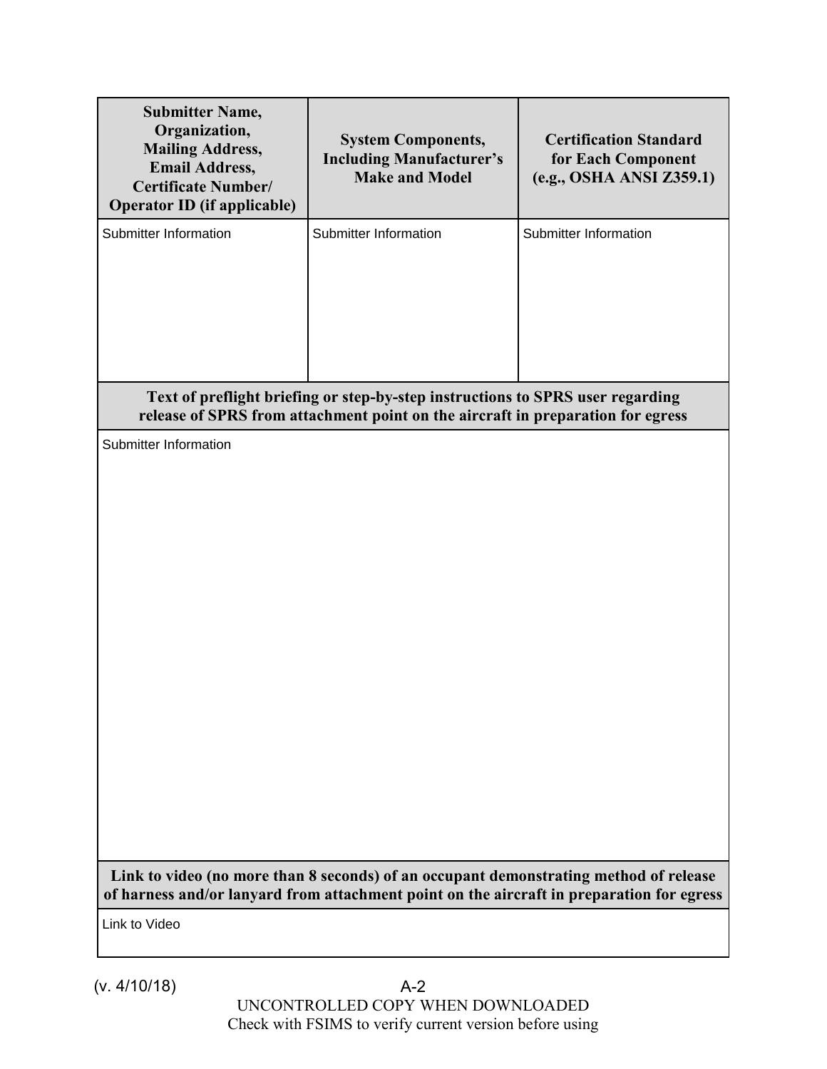| Submitter Name, Organization, Mailing Address, Email Address, Certificate Number/ Operator ID (if applicable) | System Components, Including Manufacturer's Make and Model | Certification Standard for Each Component (e.g., OSHA ANSI Z359.1) |
|---|---|---|
| Submitter Information | Submitter Information | Submitter Information |

| Text of preflight briefing or step-by-step instructions to SPRS user regarding release of SPRS from attachment point on the aircraft in preparation for egress |
|---|
| Submitter Information |

| Link to video (no more than 8 seconds) of an occupant demonstrating method of release of harness and/or lanyard from attachment point on the aircraft in preparation for egress |
|---|
| Link to Video |

(v. 4/10/18)

UNCONTROLLED COPY WHEN DOWNLOADED
Check with FSIMS to verify current version before using